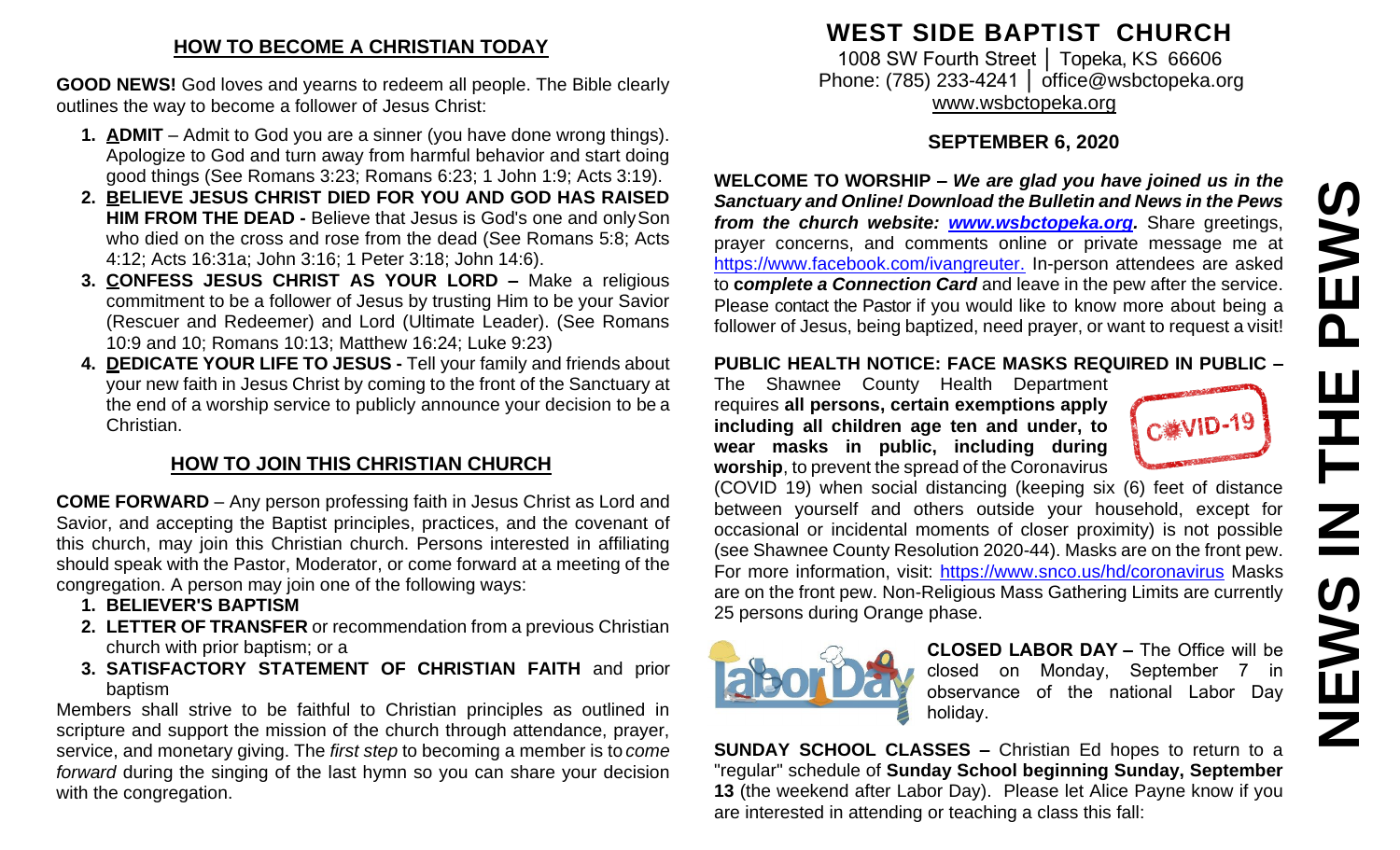## HOW TO BECOME A CHRISTIAN TODAY

**GOOD NEWS!** God loves and yearns to redeem all people. The Bible clearly outlines the way to become a follower of Jesus Christ:

1. **ADMIT** – Admit to God you are a sinner (you have done wrong things). Apologize to God and turn away from harmful behavior and start doing good things (See Romans 3:23; Romans 6:23; 1 John 1:9; Acts 3:19).
2. **BELIEVE JESUS CHRIST DIED FOR YOU AND GOD HAS RAISED HIM FROM THE DEAD -** Believe that Jesus is God's one and only Son who died on the cross and rose from the dead (See Romans 5:8; Acts 4:12; Acts 16:31a; John 3:16; 1 Peter 3:18; John 14:6).
3. **CONFESS JESUS CHRIST AS YOUR LORD –** Make a religious commitment to be a follower of Jesus by trusting Him to be your Savior (Rescuer and Redeemer) and Lord (Ultimate Leader). (See Romans 10:9 and 10; Romans 10:13; Matthew 16:24; Luke 9:23)
4. **DEDICATE YOUR LIFE TO JESUS -** Tell your family and friends about your new faith in Jesus Christ by coming to the front of the Sanctuary at the end of a worship service to publicly announce your decision to be a Christian.

## HOW TO JOIN THIS CHRISTIAN CHURCH

**COME FORWARD** – Any person professing faith in Jesus Christ as Lord and Savior, and accepting the Baptist principles, practices, and the covenant of this church, may join this Christian church. Persons interested in affiliating should speak with the Pastor, Moderator, or come forward at a meeting of the congregation. A person may join one of the following ways:

1. **BELIEVER'S BAPTISM**
2. **LETTER OF TRANSFER** or recommendation from a previous Christian church with prior baptism; or a
3. **SATISFACTORY STATEMENT OF CHRISTIAN FAITH** and prior baptism

Members shall strive to be faithful to Christian principles as outlined in scripture and support the mission of the church through attendance, prayer, service, and monetary giving. The *first step* to becoming a member is to *come forward* during the singing of the last hymn so you can share your decision with the congregation.

# WEST SIDE BAPTIST CHURCH

1008 SW Fourth Street │ Topeka, KS 66606
Phone: (785) 233-4241 │ office@wsbctopeka.org
www.wsbctopeka.org

### SEPTEMBER 6, 2020

# NEWS IN THE PEWS

**WELCOME TO WORSHIP –** ***We are glad you have joined us in the Sanctuary and Online! Download the Bulletin and News in the Pews from the church website: www.wsbctopeka.org.*** Share greetings, prayer concerns, and comments online or private message me at https://www.facebook.com/ivangreuter. In-person attendees are asked to ***complete a Connection Card*** and leave in the pew after the service. Please contact the Pastor if you would like to know more about being a follower of Jesus, being baptized, need prayer, or want to request a visit!

**PUBLIC HEALTH NOTICE: FACE MASKS REQUIRED IN PUBLIC –** The Shawnee County Health Department requires **all persons, certain exemptions apply including all children age ten and under, to wear masks in public, including during worship**, to prevent the spread of the Coronavirus (COVID 19) when social distancing (keeping six (6) feet of distance between yourself and others outside your household, except for occasional or incidental moments of closer proximity) is not possible (see Shawnee County Resolution 2020-44). Masks are on the front pew. For more information, visit: https://www.snco.us/hd/coronavirus Masks are on the front pew. Non-Religious Mass Gathering Limits are currently 25 persons during Orange phase.

**CLOSED LABOR DAY –** The Office will be closed on Monday, September 7 in observance of the national Labor Day holiday.

**SUNDAY SCHOOL CLASSES –** Christian Ed hopes to return to a "regular" schedule of **Sunday School beginning Sunday, September 13** (the weekend after Labor Day). Please let Alice Payne know if you are interested in attending or teaching a class this fall: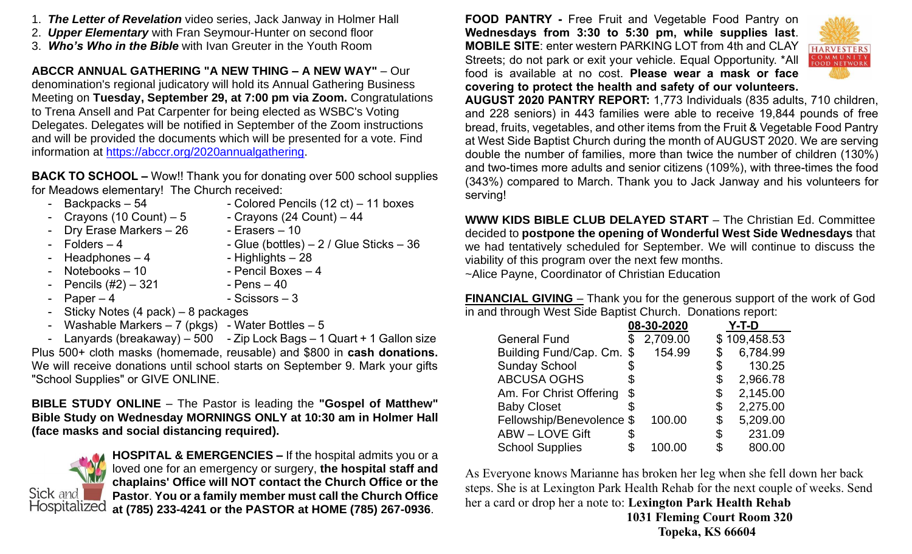1. ***The Letter of Revelation*** video series, Jack Janway in Holmer Hall
2. ***Upper Elementary*** with Fran Seymour-Hunter on second floor
3. ***Who's Who in the Bible*** with Ivan Greuter in the Youth Room

**ABCCR ANNUAL GATHERING "A NEW THING – A NEW WAY"** – Our denomination's regional judicatory will hold its Annual Gathering Business Meeting on **Tuesday, September 29, at 7:00 pm via Zoom.** Congratulations to Trena Ansell and Pat Carpenter for being elected as WSBC's Voting Delegates. Delegates will be notified in September of the Zoom instructions and will be provided the documents which will be presented for a vote. Find information at https://abccr.org/2020annualgathering.

**BACK TO SCHOOL –** Wow!! Thank you for donating over 500 school supplies for Meadows elementary! The Church received:

- Backpacks – 54
- Crayons (10 Count) – 5
- Dry Erase Markers – 26
- Folders – 4
- Headphones – 4
- Notebooks – 10
- Pencils (#2) – 321
- Paper – 4
- Sticky Notes (4 pack) – 8 packages
- Washable Markers – 7 (pkgs)
- Lanyards (breakaway) – 500
- Colored Pencils (12 ct) – 11 boxes
- Crayons (24 Count) – 44
- Erasers – 10
- Glue (bottles) – 2 / Glue Sticks – 36
- Highlights – 28
- Pencil Boxes – 4
- Pens – 40
- Scissors – 3
- Water Bottles – 5
- Zip Lock Bags – 1 Quart + 1 Gallon size

Plus 500+ cloth masks (homemade, reusable) and $800 in **cash donations.** We will receive donations until school starts on September 9. Mark your gifts "School Supplies" or GIVE ONLINE.

**BIBLE STUDY ONLINE** – The Pastor is leading the **"Gospel of Matthew" Bible Study on Wednesday MORNINGS ONLY at 10:30 am in Holmer Hall (face masks and social distancing required).**

Sick and Hospitalized

**HOSPITAL & EMERGENCIES –** If the hospital admits you or a loved one for an emergency or surgery, **the hospital staff and chaplains' Office will NOT contact the Church Office or the Pastor**. **You or a family member must call the Church Office at (785) 233-4241 or the PASTOR at HOME (785) 267-0936**.

**FOOD PANTRY -** Free Fruit and Vegetable Food Pantry on **Wednesdays from 3:30 to 5:30 pm, while supplies last**. **MOBILE SITE**: enter western PARKING LOT from 4th and CLAY Streets; do not park or exit your vehicle. Equal Opportunity. *All food is available at no cost. **Please wear a mask or face covering to protect the health and safety of our volunteers.**

HARVESTERS COMMUNITY FOOD NETWORK

**AUGUST 2020 PANTRY REPORT:** 1,773 Individuals (835 adults, 710 children, and 228 seniors) in 443 families were able to receive 19,844 pounds of free bread, fruits, vegetables, and other items from the Fruit & Vegetable Food Pantry at West Side Baptist Church during the month of AUGUST 2020. We are serving double the number of families, more than twice the number of children (130%) and two-times more adults and senior citizens (109%), with three-times the food (343%) compared to March. Thank you to Jack Janway and his volunteers for serving!

**WWW KIDS BIBLE CLUB DELAYED START** – The Christian Ed. Committee decided to **postpone the opening of Wonderful West Side Wednesdays** that we had tentatively scheduled for September. We will continue to discuss the viability of this program over the next few months.
~Alice Payne, Coordinator of Christian Education

**FINANCIAL GIVING** – Thank you for the generous support of the work of God in and through West Side Baptist Church. Donations report:

| | 08-30-2020 | Y-T-D |
|---|---|---|
| General Fund | $ 2,709.00 | $ 109,458.53 |
| Building Fund/Cap. Cm. | $ 154.99 | $ 6,784.99 |
| Sunday School | $ | $ 130.25 |
| ABCUSA OGHS | $ | $ 2,966.78 |
| Am. For Christ Offering | $ | $ 2,145.00 |
| Baby Closet | $ | $ 2,275.00 |
| Fellowship/Benevolence | $ 100.00 | $ 5,209.00 |
| ABW – LOVE Gift | $ | $ 231.09 |
| School Supplies | $ 100.00 | $ 800.00 |

As Everyone knows Marianne has broken her leg when she fell down her back steps. She is at Lexington Park Health Rehab for the next couple of weeks. Send her a card or drop her a note to: **Lexington Park Health Rehab**
**1031 Fleming Court Room 320**
**Topeka, KS 66604**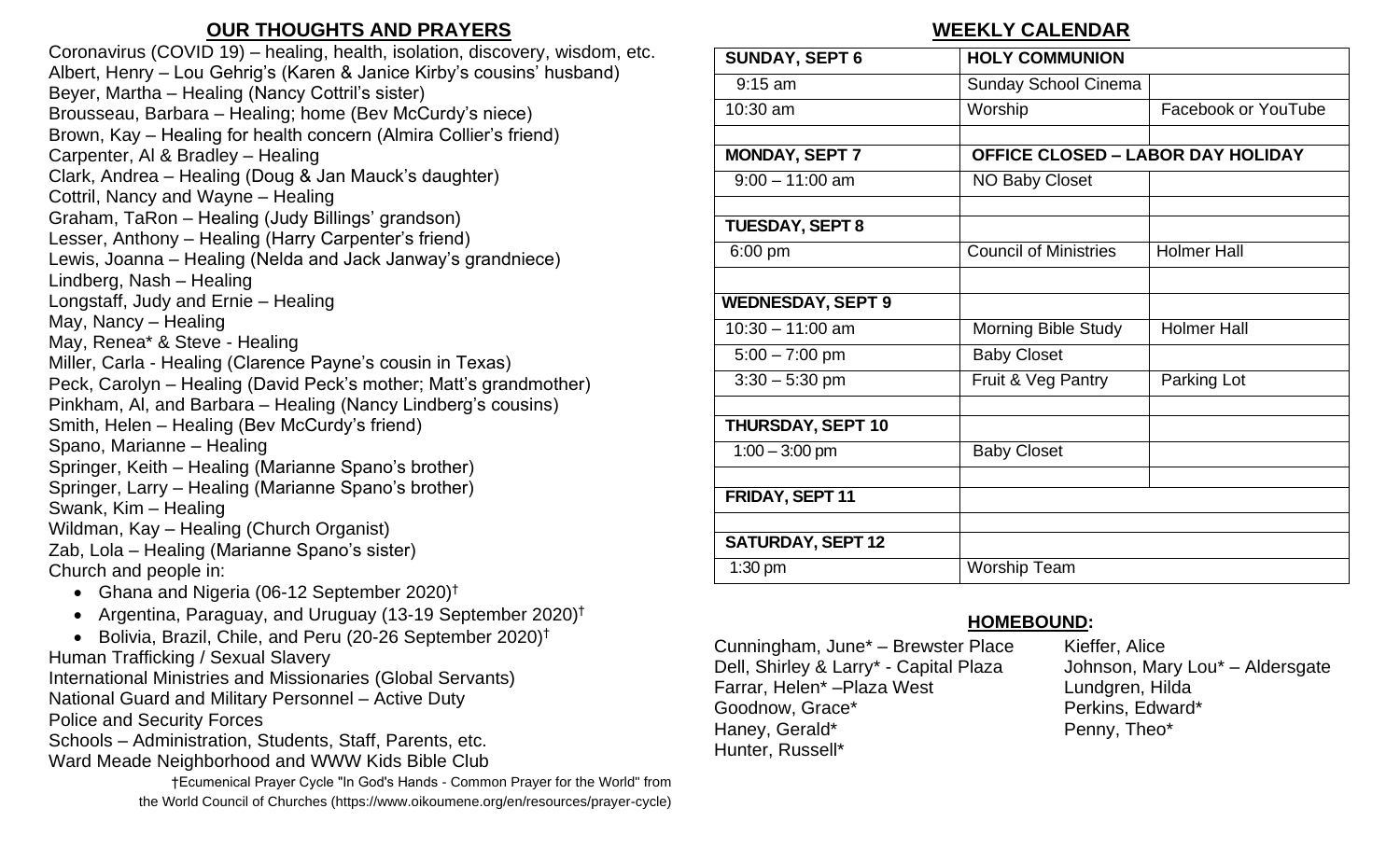## OUR THOUGHTS AND PRAYERS

Coronavirus (COVID 19) – healing, health, isolation, discovery, wisdom, etc.
Albert, Henry – Lou Gehrig's (Karen & Janice Kirby's cousins' husband)
Beyer, Martha – Healing (Nancy Cottril's sister)
Brousseau, Barbara – Healing; home (Bev McCurdy's niece)
Brown, Kay – Healing for health concern (Almira Collier's friend)
Carpenter, Al & Bradley – Healing
Clark, Andrea – Healing (Doug & Jan Mauck's daughter)
Cottril, Nancy and Wayne – Healing
Graham, TaRon – Healing (Judy Billings' grandson)
Lesser, Anthony – Healing (Harry Carpenter's friend)
Lewis, Joanna – Healing (Nelda and Jack Janway's grandniece)
Lindberg, Nash – Healing
Longstaff, Judy and Ernie – Healing
May, Nancy – Healing
May, Renea* & Steve - Healing
Miller, Carla - Healing (Clarence Payne's cousin in Texas)
Peck, Carolyn – Healing (David Peck's mother; Matt's grandmother)
Pinkham, Al, and Barbara – Healing (Nancy Lindberg's cousins)
Smith, Helen – Healing (Bev McCurdy's friend)
Spano, Marianne – Healing
Springer, Keith – Healing (Marianne Spano's brother)
Springer, Larry – Healing (Marianne Spano's brother)
Swank, Kim – Healing
Wildman, Kay – Healing (Church Organist)
Zab, Lola – Healing (Marianne Spano's sister)
Church and people in:

- Ghana and Nigeria (06-12 September 2020)†
- Argentina, Paraguay, and Uruguay (13-19 September 2020)†
- Bolivia, Brazil, Chile, and Peru (20-26 September 2020)†

Human Trafficking / Sexual Slavery
International Ministries and Missionaries (Global Servants)
National Guard and Military Personnel – Active Duty
Police and Security Forces
Schools – Administration, Students, Staff, Parents, etc.
Ward Meade Neighborhood and WWW Kids Bible Club

†Ecumenical Prayer Cycle "In God's Hands - Common Prayer for the World" from the World Council of Churches (https://www.oikoumene.org/en/resources/prayer-cycle)

## WEEKLY CALENDAR

| | | |
|---|---|---|
| **SUNDAY, SEPT 6** | **HOLY COMMUNION** | |
| 9:15 am | Sunday School Cinema | |
| 10:30 am | Worship | Facebook or YouTube |
| | | |
| **MONDAY, SEPT 7** | **OFFICE CLOSED – LABOR DAY HOLIDAY** | |
| 9:00 – 11:00 am | NO Baby Closet | |
| | | |
| **TUESDAY, SEPT 8** | | |
| 6:00 pm | Council of Ministries | Holmer Hall |
| | | |
| **WEDNESDAY, SEPT 9** | | |
| 10:30 – 11:00 am | Morning Bible Study | Holmer Hall |
| 5:00 – 7:00 pm | Baby Closet | |
| 3:30 – 5:30 pm | Fruit & Veg Pantry | Parking Lot |
| | | |
| **THURSDAY, SEPT 10** | | |
| 1:00 – 3:00 pm | Baby Closet | |
| | | |
| **FRIDAY, SEPT 11** | | |
| | | |
| **SATURDAY, SEPT 12** | | |
| 1:30 pm | Worship Team | |

## HOMEBOUND:

Cunningham, June* – Brewster Place
Dell, Shirley & Larry* - Capital Plaza
Farrar, Helen* –Plaza West
Goodnow, Grace*
Haney, Gerald*
Hunter, Russell*
Kieffer, Alice
Johnson, Mary Lou* – Aldersgate
Lundgren, Hilda
Perkins, Edward*
Penny, Theo*